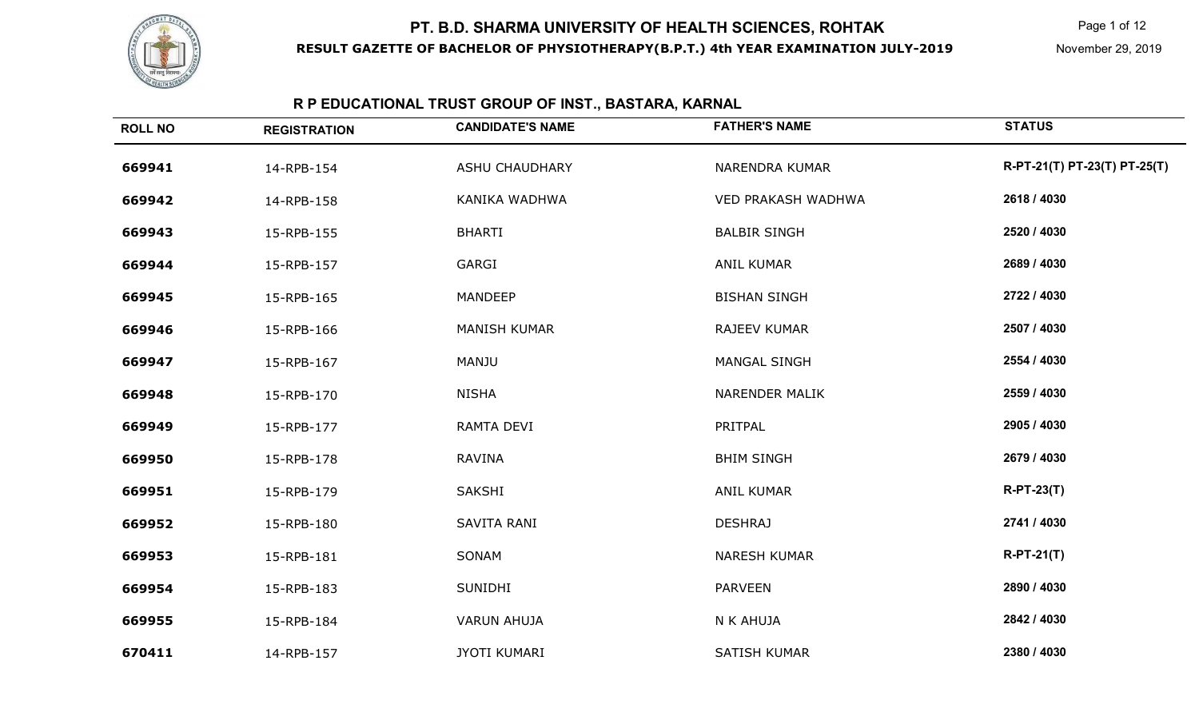# PT. B.D. SHARMA UNIVERSITY OF HEALTH SCIENCES, ROHTAK

**RESULT GAZETTE OF BACHELOR OF PHYSIOTHERAPY(B.P.T.) 4th YEAR EXAMINATION JULY-2019**

November 29, 2019

## R P EDUCATIONAL TRUST GROUP OF INST., BASTARA, KARNAL

| ROLL NO | REGISTRATION | CANDIDATE'S NAME | FATHER'S NAME | STATUS |
|---|---|---|---|---|
| 669941 | 14-RPB-154 | ASHU CHAUDHARY | NARENDRA KUMAR | R-PT-21(T) PT-23(T) PT-25(T) |
| 669942 | 14-RPB-158 | KANIKA WADHWA | VED PRAKASH WADHWA | 2618 / 4030 |
| 669943 | 15-RPB-155 | BHARTI | BALBIR SINGH | 2520 / 4030 |
| 669944 | 15-RPB-157 | GARGI | ANIL KUMAR | 2689 / 4030 |
| 669945 | 15-RPB-165 | MANDEEP | BISHAN SINGH | 2722 / 4030 |
| 669946 | 15-RPB-166 | MANISH KUMAR | RAJEEV KUMAR | 2507 / 4030 |
| 669947 | 15-RPB-167 | MANJU | MANGAL SINGH | 2554 / 4030 |
| 669948 | 15-RPB-170 | NISHA | NARENDER MALIK | 2559 / 4030 |
| 669949 | 15-RPB-177 | RAMTA DEVI | PRITPAL | 2905 / 4030 |
| 669950 | 15-RPB-178 | RAVINA | BHIM SINGH | 2679 / 4030 |
| 669951 | 15-RPB-179 | SAKSHI | ANIL KUMAR | R-PT-23(T) |
| 669952 | 15-RPB-180 | SAVITA RANI | DESHRAJ | 2741 / 4030 |
| 669953 | 15-RPB-181 | SONAM | NARESH KUMAR | R-PT-21(T) |
| 669954 | 15-RPB-183 | SUNIDHI | PARVEEN | 2890 / 4030 |
| 669955 | 15-RPB-184 | VARUN AHUJA | N K AHUJA | 2842 / 4030 |
| 670411 | 14-RPB-157 | JYOTI KUMARI | SATISH KUMAR | 2380 / 4030 |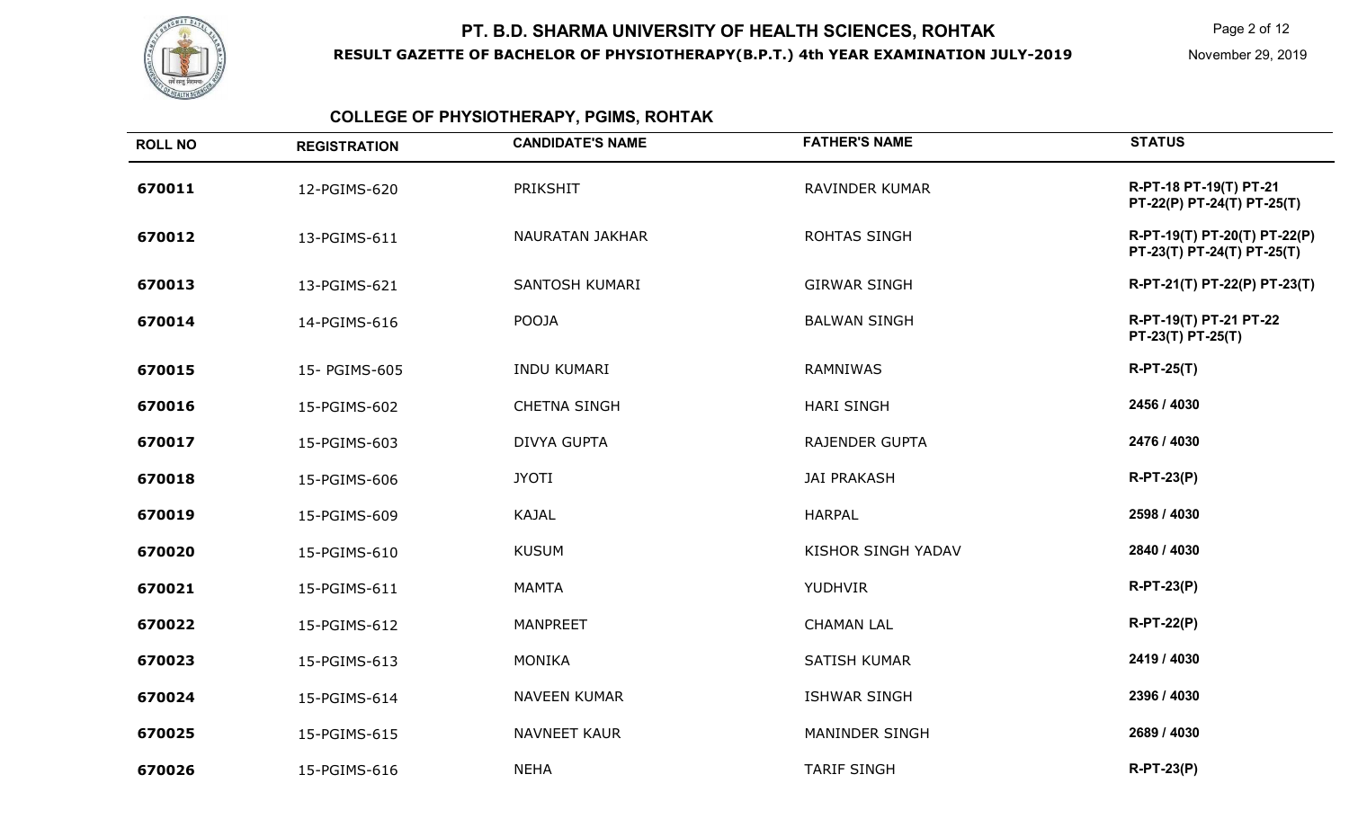# PT. B.D. SHARMA UNIVERSITY OF HEALTH SCIENCES, ROHTAK

**RESULT GAZETTE OF BACHELOR OF PHYSIOTHERAPY(B.P.T.) 4th YEAR EXAMINATION JULY-2019**

November 29, 2019

## COLLEGE OF PHYSIOTHERAPY, PGIMS, ROHTAK

| ROLL NO | REGISTRATION | CANDIDATE'S NAME | FATHER'S NAME | STATUS |
|---|---|---|---|---|
| 670011 | 12-PGIMS-620 | PRIKSHIT | RAVINDER KUMAR | R-PT-18 PT-19(T) PT-21 PT-22(P) PT-24(T) PT-25(T) |
| 670012 | 13-PGIMS-611 | NAURATAN JAKHAR | ROHTAS SINGH | R-PT-19(T) PT-20(T) PT-22(P) PT-23(T) PT-24(T) PT-25(T) |
| 670013 | 13-PGIMS-621 | SANTOSH KUMARI | GIRWAR SINGH | R-PT-21(T) PT-22(P) PT-23(T) |
| 670014 | 14-PGIMS-616 | POOJA | BALWAN SINGH | R-PT-19(T) PT-21 PT-22 PT-23(T) PT-25(T) |
| 670015 | 15- PGIMS-605 | INDU KUMARI | RAMNIWAS | R-PT-25(T) |
| 670016 | 15-PGIMS-602 | CHETNA SINGH | HARI SINGH | 2456 / 4030 |
| 670017 | 15-PGIMS-603 | DIVYA GUPTA | RAJENDER GUPTA | 2476 / 4030 |
| 670018 | 15-PGIMS-606 | JYOTI | JAI PRAKASH | R-PT-23(P) |
| 670019 | 15-PGIMS-609 | KAJAL | HARPAL | 2598 / 4030 |
| 670020 | 15-PGIMS-610 | KUSUM | KISHOR SINGH YADAV | 2840 / 4030 |
| 670021 | 15-PGIMS-611 | MAMTA | YUDHVIR | R-PT-23(P) |
| 670022 | 15-PGIMS-612 | MANPREET | CHAMAN LAL | R-PT-22(P) |
| 670023 | 15-PGIMS-613 | MONIKA | SATISH KUMAR | 2419 / 4030 |
| 670024 | 15-PGIMS-614 | NAVEEN KUMAR | ISHWAR SINGH | 2396 / 4030 |
| 670025 | 15-PGIMS-615 | NAVNEET KAUR | MANINDER SINGH | 2689 / 4030 |
| 670026 | 15-PGIMS-616 | NEHA | TARIF SINGH | R-PT-23(P) |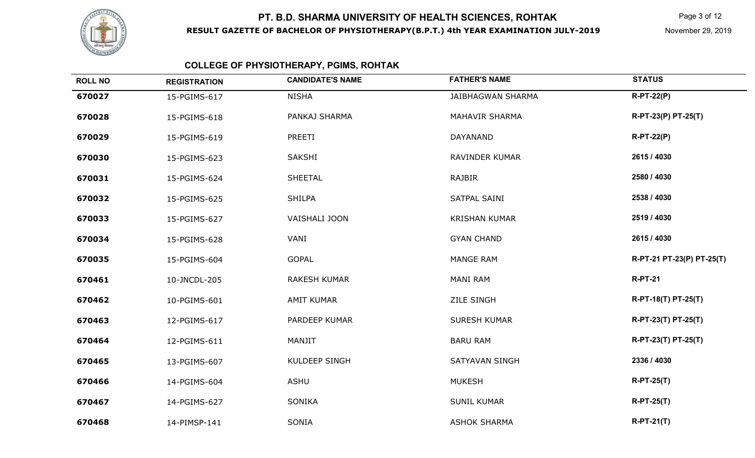# PT. B.D. SHARMA UNIVERSITY OF HEALTH SCIENCES, ROHTAK

**RESULT GAZETTE OF BACHELOR OF PHYSIOTHERAPY(B.P.T.) 4th YEAR EXAMINATION JULY-2019**

November 29, 2019

## COLLEGE OF PHYSIOTHERAPY, PGIMS, ROHTAK

| ROLL NO | REGISTRATION | CANDIDATE'S NAME | FATHER'S NAME | STATUS |
|---|---|---|---|---|
| 670027 | 15-PGIMS-617 | NISHA | JAIBHAGWAN SHARMA | R-PT-22(P) |
| 670028 | 15-PGIMS-618 | PANKAJ SHARMA | MAHAVIR SHARMA | R-PT-23(P) PT-25(T) |
| 670029 | 15-PGIMS-619 | PREETI | DAYANAND | R-PT-22(P) |
| 670030 | 15-PGIMS-623 | SAKSHI | RAVINDER KUMAR | 2615 / 4030 |
| 670031 | 15-PGIMS-624 | SHEETAL | RAJBIR | 2580 / 4030 |
| 670032 | 15-PGIMS-625 | SHILPA | SATPAL SAINI | 2538 / 4030 |
| 670033 | 15-PGIMS-627 | VAISHALI JOON | KRISHAN KUMAR | 2519 / 4030 |
| 670034 | 15-PGIMS-628 | VANI | GYAN CHAND | 2615 / 4030 |
| 670035 | 15-PGIMS-604 | GOPAL | MANGE RAM | R-PT-21 PT-23(P) PT-25(T) |
| 670461 | 10-JNCDL-205 | RAKESH KUMAR | MANI RAM | R-PT-21 |
| 670462 | 10-PGIMS-601 | AMIT KUMAR | ZILE SINGH | R-PT-18(T) PT-25(T) |
| 670463 | 12-PGIMS-617 | PARDEEP KUMAR | SURESH KUMAR | R-PT-23(T) PT-25(T) |
| 670464 | 12-PGIMS-611 | MANJIT | BARU RAM | R-PT-23(T) PT-25(T) |
| 670465 | 13-PGIMS-607 | KULDEEP SINGH | SATYAVAN SINGH | 2336 / 4030 |
| 670466 | 14-PGIMS-604 | ASHU | MUKESH | R-PT-25(T) |
| 670467 | 14-PGIMS-627 | SONIKA | SUNIL KUMAR | R-PT-25(T) |
| 670468 | 14-PIMSP-141 | SONIA | ASHOK SHARMA | R-PT-21(T) |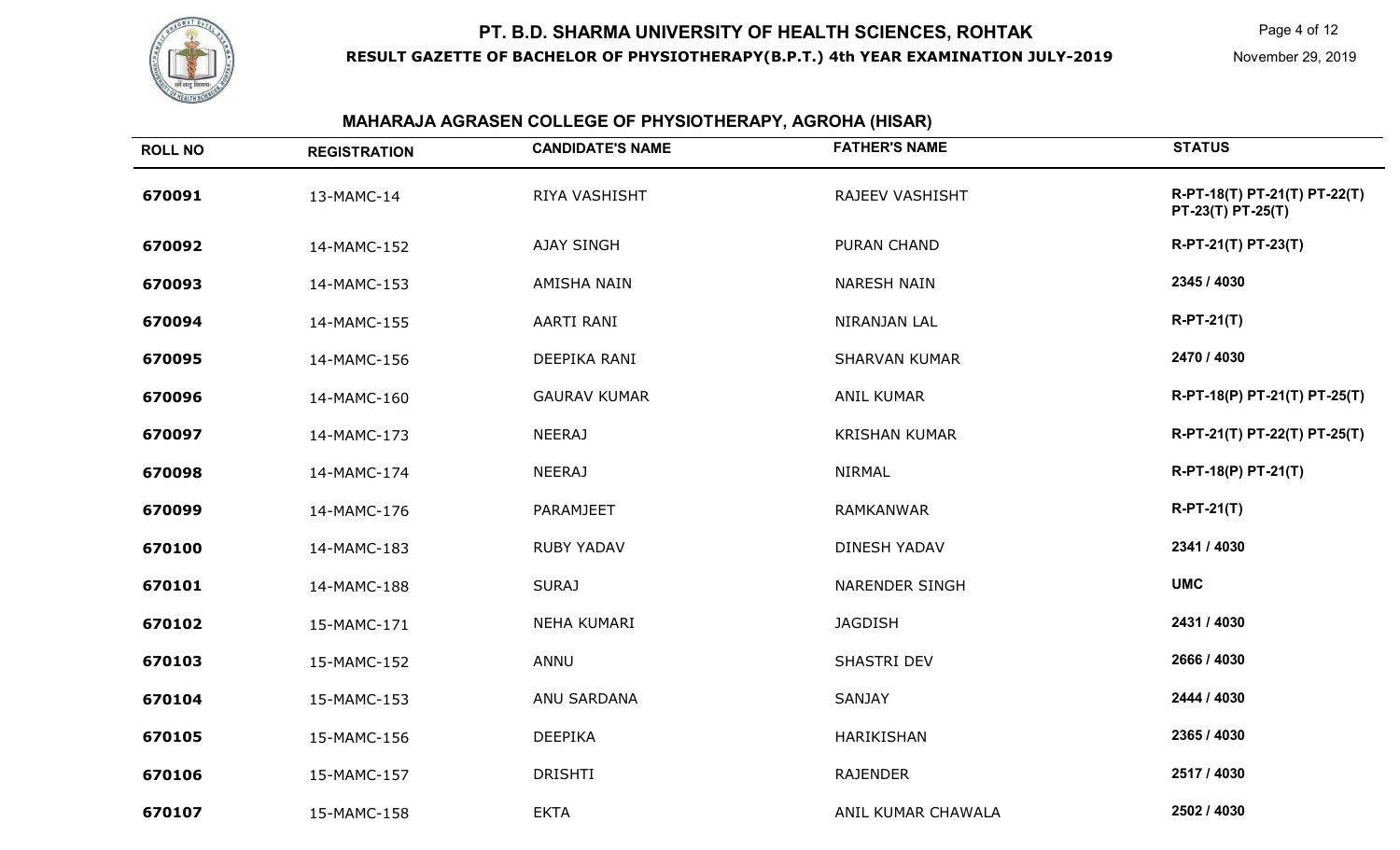# PT. B.D. SHARMA UNIVERSITY OF HEALTH SCIENCES, ROHTAK

**RESULT GAZETTE OF BACHELOR OF PHYSIOTHERAPY(B.P.T.) 4th YEAR EXAMINATION JULY-2019**

November 29, 2019

## MAHARAJA AGRASEN COLLEGE OF PHYSIOTHERAPY, AGROHA (HISAR)

| ROLL NO | REGISTRATION | CANDIDATE'S NAME | FATHER'S NAME | STATUS |
|---|---|---|---|---|
| 670091 | 13-MAMC-14 | RIYA VASHISHT | RAJEEV VASHISHT | R-PT-18(T) PT-21(T) PT-22(T) PT-23(T) PT-25(T) |
| 670092 | 14-MAMC-152 | AJAY SINGH | PURAN CHAND | R-PT-21(T) PT-23(T) |
| 670093 | 14-MAMC-153 | AMISHA NAIN | NARESH NAIN | 2345 / 4030 |
| 670094 | 14-MAMC-155 | AARTI RANI | NIRANJAN LAL | R-PT-21(T) |
| 670095 | 14-MAMC-156 | DEEPIKA RANI | SHARVAN KUMAR | 2470 / 4030 |
| 670096 | 14-MAMC-160 | GAURAV KUMAR | ANIL KUMAR | R-PT-18(P) PT-21(T) PT-25(T) |
| 670097 | 14-MAMC-173 | NEERAJ | KRISHAN KUMAR | R-PT-21(T) PT-22(T) PT-25(T) |
| 670098 | 14-MAMC-174 | NEERAJ | NIRMAL | R-PT-18(P) PT-21(T) |
| 670099 | 14-MAMC-176 | PARAMJEET | RAMKANWAR | R-PT-21(T) |
| 670100 | 14-MAMC-183 | RUBY YADAV | DINESH YADAV | 2341 / 4030 |
| 670101 | 14-MAMC-188 | SURAJ | NARENDER SINGH | UMC |
| 670102 | 15-MAMC-171 | NEHA KUMARI | JAGDISH | 2431 / 4030 |
| 670103 | 15-MAMC-152 | ANNU | SHASTRI DEV | 2666 / 4030 |
| 670104 | 15-MAMC-153 | ANU SARDANA | SANJAY | 2444 / 4030 |
| 670105 | 15-MAMC-156 | DEEPIKA | HARIKISHAN | 2365 / 4030 |
| 670106 | 15-MAMC-157 | DRISHTI | RAJENDER | 2517 / 4030 |
| 670107 | 15-MAMC-158 | EKTA | ANIL KUMAR CHAWALA | 2502 / 4030 |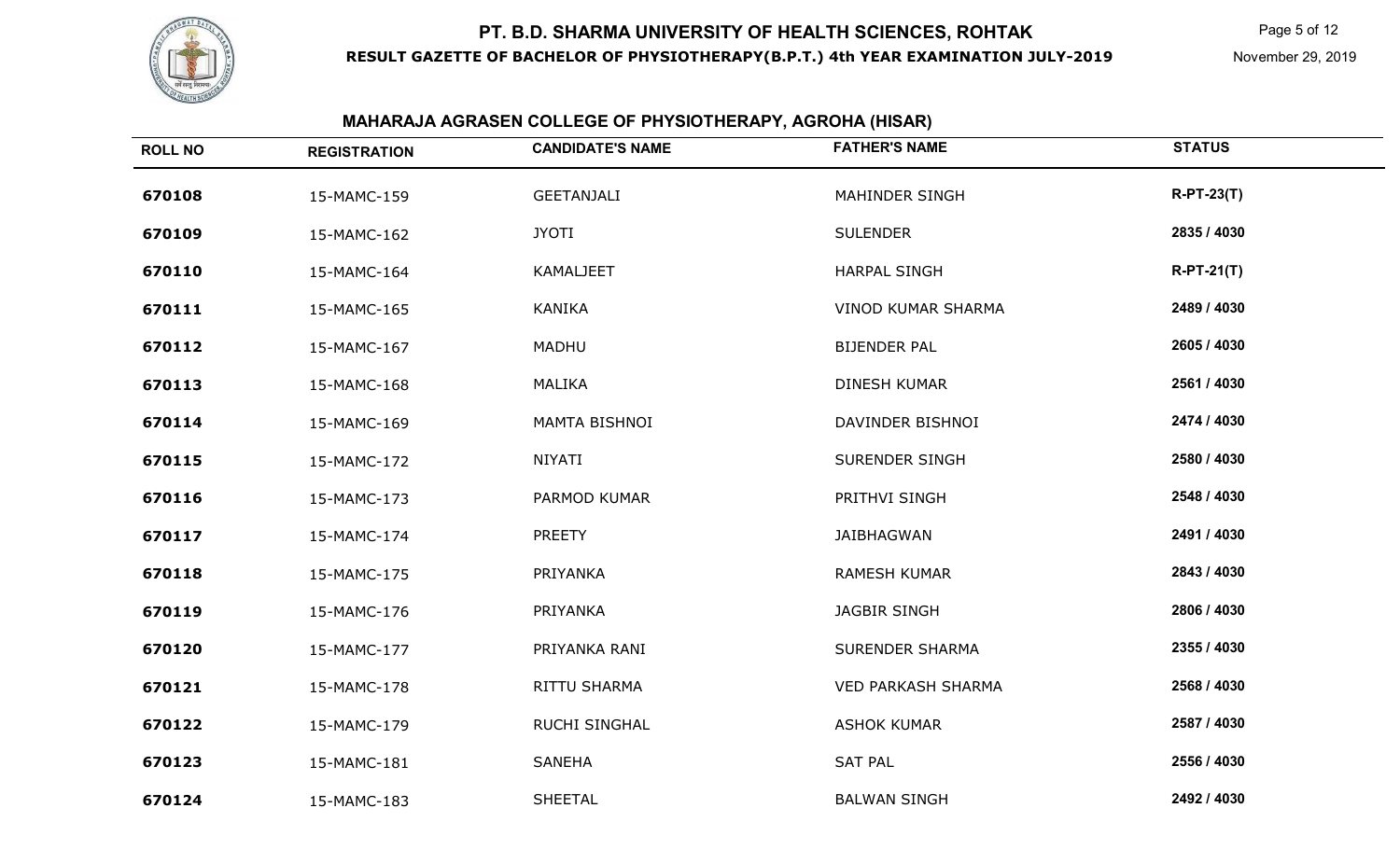# PT. B.D. SHARMA UNIVERSITY OF HEALTH SCIENCES, ROHTAK

**RESULT GAZETTE OF BACHELOR OF PHYSIOTHERAPY(B.P.T.) 4th YEAR EXAMINATION JULY-2019**

November 29, 2019

## MAHARAJA AGRASEN COLLEGE OF PHYSIOTHERAPY, AGROHA (HISAR)

| ROLL NO | REGISTRATION | CANDIDATE'S NAME | FATHER'S NAME | STATUS |
|---|---|---|---|---|
| 670108 | 15-MAMC-159 | GEETANJALI | MAHINDER SINGH | R-PT-23(T) |
| 670109 | 15-MAMC-162 | JYOTI | SULENDER | 2835 / 4030 |
| 670110 | 15-MAMC-164 | KAMALJEET | HARPAL SINGH | R-PT-21(T) |
| 670111 | 15-MAMC-165 | KANIKA | VINOD KUMAR SHARMA | 2489 / 4030 |
| 670112 | 15-MAMC-167 | MADHU | BIJENDER PAL | 2605 / 4030 |
| 670113 | 15-MAMC-168 | MALIKA | DINESH KUMAR | 2561 / 4030 |
| 670114 | 15-MAMC-169 | MAMTA BISHNOI | DAVINDER BISHNOI | 2474 / 4030 |
| 670115 | 15-MAMC-172 | NIYATI | SURENDER SINGH | 2580 / 4030 |
| 670116 | 15-MAMC-173 | PARMOD KUMAR | PRITHVI SINGH | 2548 / 4030 |
| 670117 | 15-MAMC-174 | PREETY | JAIBHAGWAN | 2491 / 4030 |
| 670118 | 15-MAMC-175 | PRIYANKA | RAMESH KUMAR | 2843 / 4030 |
| 670119 | 15-MAMC-176 | PRIYANKA | JAGBIR SINGH | 2806 / 4030 |
| 670120 | 15-MAMC-177 | PRIYANKA RANI | SURENDER SHARMA | 2355 / 4030 |
| 670121 | 15-MAMC-178 | RITTU SHARMA | VED PARKASH SHARMA | 2568 / 4030 |
| 670122 | 15-MAMC-179 | RUCHI SINGHAL | ASHOK KUMAR | 2587 / 4030 |
| 670123 | 15-MAMC-181 | SANEHA | SAT PAL | 2556 / 4030 |
| 670124 | 15-MAMC-183 | SHEETAL | BALWAN SINGH | 2492 / 4030 |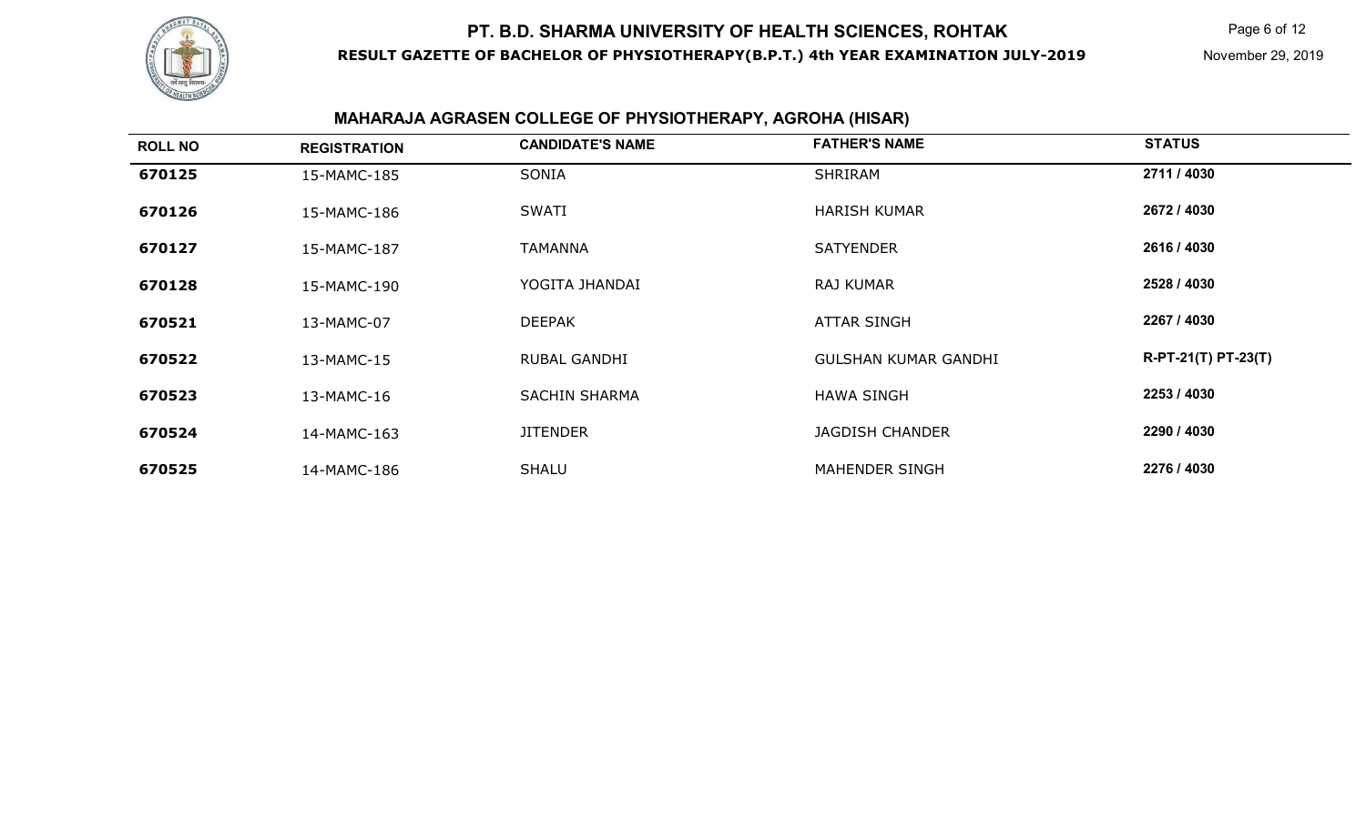## PT. B.D. SHARMA UNIVERSITY OF HEALTH SCIENCES, ROHTAK

**RESULT GAZETTE OF BACHELOR OF PHYSIOTHERAPY(B.P.T.) 4th YEAR EXAMINATION JULY-2019**

November 29, 2019

### MAHARAJA AGRASEN COLLEGE OF PHYSIOTHERAPY, AGROHA (HISAR)

| ROLL NO | REGISTRATION | CANDIDATE'S NAME | FATHER'S NAME | STATUS |
|---|---|---|---|---|
| 670125 | 15-MAMC-185 | SONIA | SHRIRAM | 2711 / 4030 |
| 670126 | 15-MAMC-186 | SWATI | HARISH KUMAR | 2672 / 4030 |
| 670127 | 15-MAMC-187 | TAMANNA | SATYENDER | 2616 / 4030 |
| 670128 | 15-MAMC-190 | YOGITA JHANDAI | RAJ KUMAR | 2528 / 4030 |
| 670521 | 13-MAMC-07 | DEEPAK | ATTAR SINGH | 2267 / 4030 |
| 670522 | 13-MAMC-15 | RUBAL GANDHI | GULSHAN KUMAR GANDHI | R-PT-21(T) PT-23(T) |
| 670523 | 13-MAMC-16 | SACHIN SHARMA | HAWA SINGH | 2253 / 4030 |
| 670524 | 14-MAMC-163 | JITENDER | JAGDISH CHANDER | 2290 / 4030 |
| 670525 | 14-MAMC-186 | SHALU | MAHENDER SINGH | 2276 / 4030 |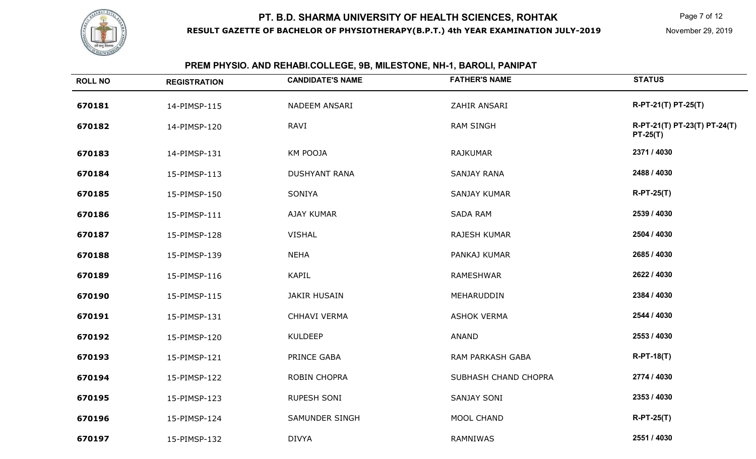# PT. B.D. SHARMA UNIVERSITY OF HEALTH SCIENCES, ROHTAK

## RESULT GAZETTE OF BACHELOR OF PHYSIOTHERAPY(B.P.T.) 4th YEAR EXAMINATION JULY-2019

November 29, 2019

### PREM PHYSIO. AND REHABI.COLLEGE, 9B, MILESTONE, NH-1, BAROLI, PANIPAT

| ROLL NO | REGISTRATION | CANDIDATE'S NAME | FATHER'S NAME | STATUS |
|---|---|---|---|---|
| 670181 | 14-PIMSP-115 | NADEEM ANSARI | ZAHIR ANSARI | R-PT-21(T) PT-25(T) |
| 670182 | 14-PIMSP-120 | RAVI | RAM SINGH | R-PT-21(T) PT-23(T) PT-24(T) PT-25(T) |
| 670183 | 14-PIMSP-131 | KM POOJA | RAJKUMAR | 2371 / 4030 |
| 670184 | 15-PIMSP-113 | DUSHYANT RANA | SANJAY RANA | 2488 / 4030 |
| 670185 | 15-PIMSP-150 | SONIYA | SANJAY KUMAR | R-PT-25(T) |
| 670186 | 15-PIMSP-111 | AJAY KUMAR | SADA RAM | 2539 / 4030 |
| 670187 | 15-PIMSP-128 | VISHAL | RAJESH KUMAR | 2504 / 4030 |
| 670188 | 15-PIMSP-139 | NEHA | PANKAJ KUMAR | 2685 / 4030 |
| 670189 | 15-PIMSP-116 | KAPIL | RAMESHWAR | 2622 / 4030 |
| 670190 | 15-PIMSP-115 | JAKIR HUSAIN | MEHARUDDIN | 2384 / 4030 |
| 670191 | 15-PIMSP-131 | CHHAVI VERMA | ASHOK VERMA | 2544 / 4030 |
| 670192 | 15-PIMSP-120 | KULDEEP | ANAND | 2553 / 4030 |
| 670193 | 15-PIMSP-121 | PRINCE GABA | RAM PARKASH GABA | R-PT-18(T) |
| 670194 | 15-PIMSP-122 | ROBIN CHOPRA | SUBHASH CHAND CHOPRA | 2774 / 4030 |
| 670195 | 15-PIMSP-123 | RUPESH SONI | SANJAY SONI | 2353 / 4030 |
| 670196 | 15-PIMSP-124 | SAMUNDER SINGH | MOOL CHAND | R-PT-25(T) |
| 670197 | 15-PIMSP-132 | DIVYA | RAMNIWAS | 2551 / 4030 |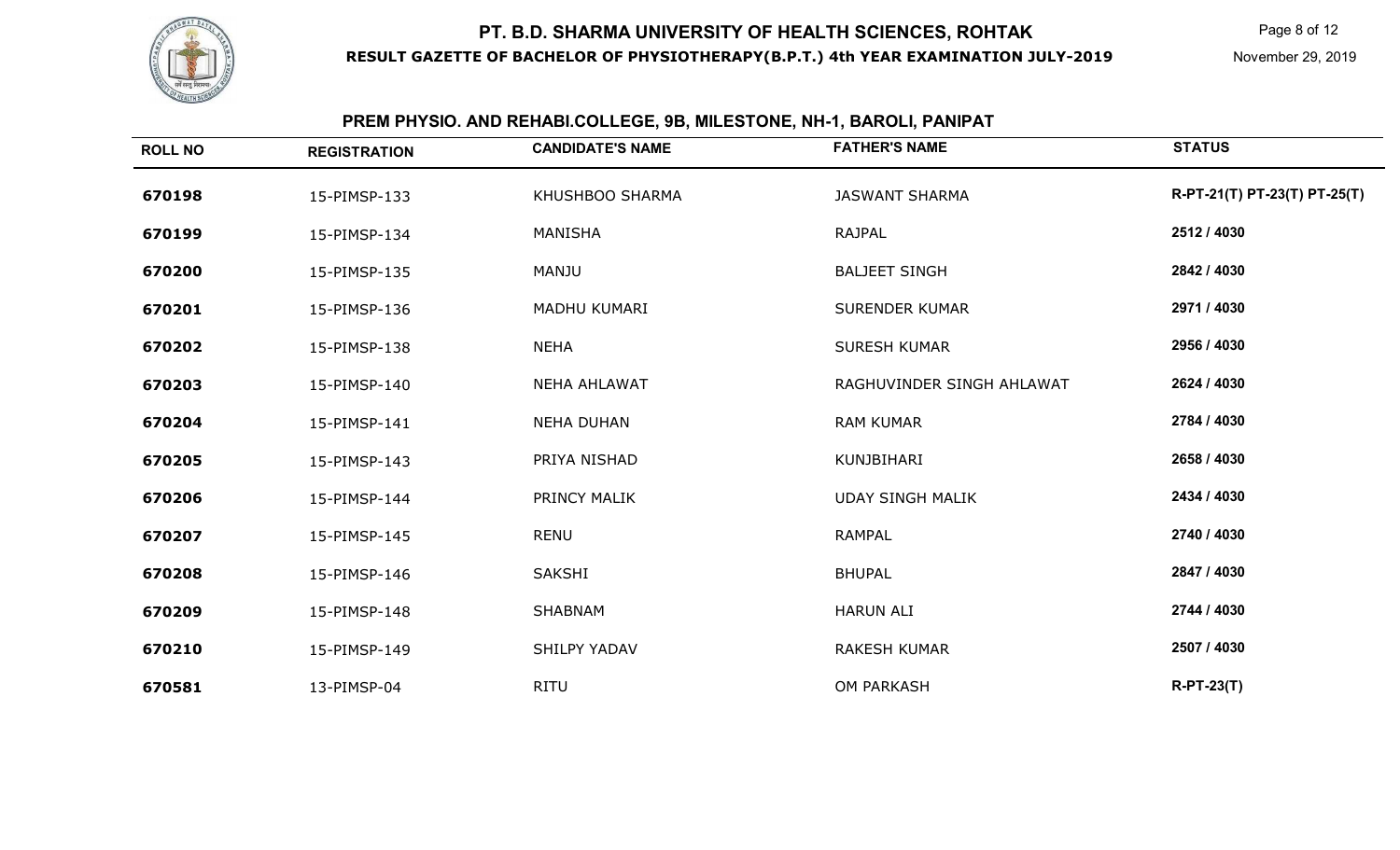# PT. B.D. SHARMA UNIVERSITY OF HEALTH SCIENCES, ROHTAK

**RESULT GAZETTE OF BACHELOR OF PHYSIOTHERAPY(B.P.T.) 4th YEAR EXAMINATION JULY-2019**

November 29, 2019

## PREM PHYSIO. AND REHABI.COLLEGE, 9B, MILESTONE, NH-1, BAROLI, PANIPAT

| ROLL NO | REGISTRATION | CANDIDATE'S NAME | FATHER'S NAME | STATUS |
|---|---|---|---|---|
| 670198 | 15-PIMSP-133 | KHUSHBOO SHARMA | JASWANT SHARMA | R-PT-21(T) PT-23(T) PT-25(T) |
| 670199 | 15-PIMSP-134 | MANISHA | RAJPAL | 2512 / 4030 |
| 670200 | 15-PIMSP-135 | MANJU | BALJEET SINGH | 2842 / 4030 |
| 670201 | 15-PIMSP-136 | MADHU KUMARI | SURENDER KUMAR | 2971 / 4030 |
| 670202 | 15-PIMSP-138 | NEHA | SURESH KUMAR | 2956 / 4030 |
| 670203 | 15-PIMSP-140 | NEHA AHLAWAT | RAGHUVINDER SINGH AHLAWAT | 2624 / 4030 |
| 670204 | 15-PIMSP-141 | NEHA DUHAN | RAM KUMAR | 2784 / 4030 |
| 670205 | 15-PIMSP-143 | PRIYA NISHAD | KUNJBIHARI | 2658 / 4030 |
| 670206 | 15-PIMSP-144 | PRINCY MALIK | UDAY SINGH MALIK | 2434 / 4030 |
| 670207 | 15-PIMSP-145 | RENU | RAMPAL | 2740 / 4030 |
| 670208 | 15-PIMSP-146 | SAKSHI | BHUPAL | 2847 / 4030 |
| 670209 | 15-PIMSP-148 | SHABNAM | HARUN ALI | 2744 / 4030 |
| 670210 | 15-PIMSP-149 | SHILPY YADAV | RAKESH KUMAR | 2507 / 4030 |
| 670581 | 13-PIMSP-04 | RITU | OM PARKASH | R-PT-23(T) |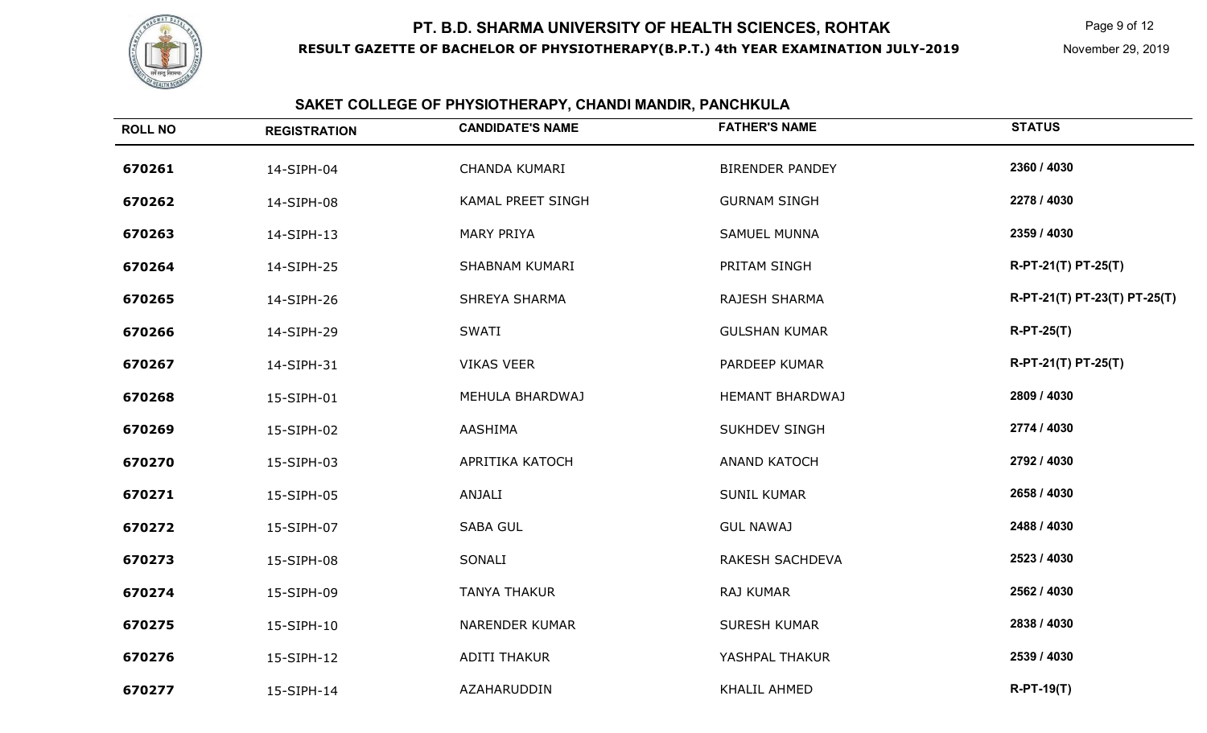# PT. B.D. SHARMA UNIVERSITY OF HEALTH SCIENCES, ROHTAK

**RESULT GAZETTE OF BACHELOR OF PHYSIOTHERAPY(B.P.T.) 4th YEAR EXAMINATION JULY-2019**

November 29, 2019

## SAKET COLLEGE OF PHYSIOTHERAPY, CHANDI MANDIR, PANCHKULA

| ROLL NO | REGISTRATION | CANDIDATE'S NAME | FATHER'S NAME | STATUS |
|---|---|---|---|---|
| 670261 | 14-SIPH-04 | CHANDA KUMARI | BIRENDER PANDEY | 2360 / 4030 |
| 670262 | 14-SIPH-08 | KAMAL PREET SINGH | GURNAM SINGH | 2278 / 4030 |
| 670263 | 14-SIPH-13 | MARY PRIYA | SAMUEL MUNNA | 2359 / 4030 |
| 670264 | 14-SIPH-25 | SHABNAM KUMARI | PRITAM SINGH | R-PT-21(T) PT-25(T) |
| 670265 | 14-SIPH-26 | SHREYA SHARMA | RAJESH SHARMA | R-PT-21(T) PT-23(T) PT-25(T) |
| 670266 | 14-SIPH-29 | SWATI | GULSHAN KUMAR | R-PT-25(T) |
| 670267 | 14-SIPH-31 | VIKAS VEER | PARDEEP KUMAR | R-PT-21(T) PT-25(T) |
| 670268 | 15-SIPH-01 | MEHULA BHARDWAJ | HEMANT BHARDWAJ | 2809 / 4030 |
| 670269 | 15-SIPH-02 | AASHIMA | SUKHDEV SINGH | 2774 / 4030 |
| 670270 | 15-SIPH-03 | APRITIKA KATOCH | ANAND KATOCH | 2792 / 4030 |
| 670271 | 15-SIPH-05 | ANJALI | SUNIL KUMAR | 2658 / 4030 |
| 670272 | 15-SIPH-07 | SABA GUL | GUL NAWAJ | 2488 / 4030 |
| 670273 | 15-SIPH-08 | SONALI | RAKESH SACHDEVA | 2523 / 4030 |
| 670274 | 15-SIPH-09 | TANYA THAKUR | RAJ KUMAR | 2562 / 4030 |
| 670275 | 15-SIPH-10 | NARENDER KUMAR | SURESH KUMAR | 2838 / 4030 |
| 670276 | 15-SIPH-12 | ADITI THAKUR | YASHPAL THAKUR | 2539 / 4030 |
| 670277 | 15-SIPH-14 | AZAHARUDDIN | KHALIL AHMED | R-PT-19(T) |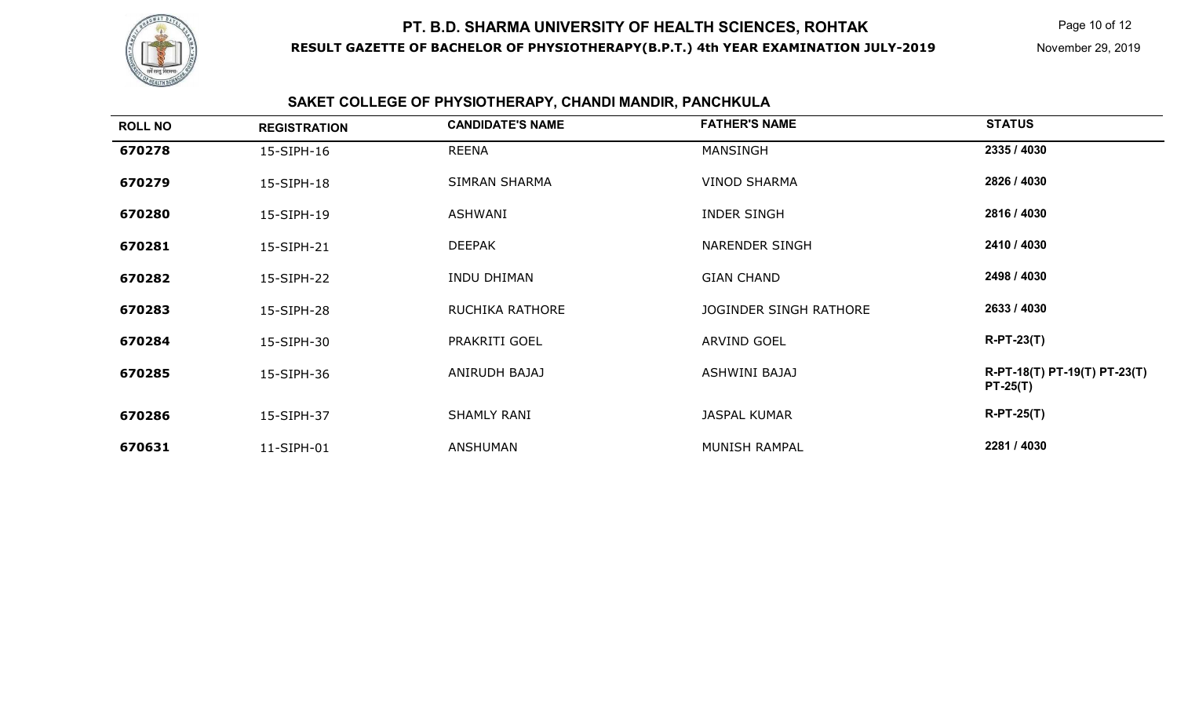# PT. B.D. SHARMA UNIVERSITY OF HEALTH SCIENCES, ROHTAK

**RESULT GAZETTE OF BACHELOR OF PHYSIOTHERAPY(B.P.T.) 4th YEAR EXAMINATION JULY-2019**

November 29, 2019

## SAKET COLLEGE OF PHYSIOTHERAPY, CHANDI MANDIR, PANCHKULA

| ROLL NO | REGISTRATION | CANDIDATE'S NAME | FATHER'S NAME | STATUS |
|---|---|---|---|---|
| 670278 | 15-SIPH-16 | REENA | MANSINGH | 2335 / 4030 |
| 670279 | 15-SIPH-18 | SIMRAN SHARMA | VINOD SHARMA | 2826 / 4030 |
| 670280 | 15-SIPH-19 | ASHWANI | INDER SINGH | 2816 / 4030 |
| 670281 | 15-SIPH-21 | DEEPAK | NARENDER SINGH | 2410 / 4030 |
| 670282 | 15-SIPH-22 | INDU DHIMAN | GIAN CHAND | 2498 / 4030 |
| 670283 | 15-SIPH-28 | RUCHIKA RATHORE | JOGINDER SINGH RATHORE | 2633 / 4030 |
| 670284 | 15-SIPH-30 | PRAKRITI GOEL | ARVIND GOEL | R-PT-23(T) |
| 670285 | 15-SIPH-36 | ANIRUDH BAJAJ | ASHWINI BAJAJ | R-PT-18(T) PT-19(T) PT-23(T) PT-25(T) |
| 670286 | 15-SIPH-37 | SHAMLY RANI | JASPAL KUMAR | R-PT-25(T) |
| 670631 | 11-SIPH-01 | ANSHUMAN | MUNISH RAMPAL | 2281 / 4030 |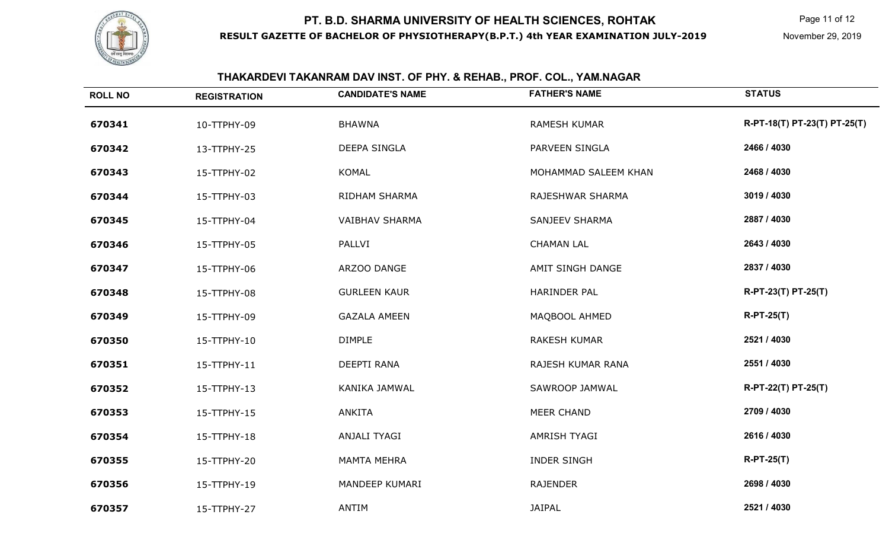# PT. B.D. SHARMA UNIVERSITY OF HEALTH SCIENCES, ROHTAK

**RESULT GAZETTE OF BACHELOR OF PHYSIOTHERAPY(B.P.T.) 4th YEAR EXAMINATION JULY-2019**

November 29, 2019

## THAKARDEVI TAKANRAM DAV INST. OF PHY. & REHAB., PROF. COL., YAM.NAGAR

| ROLL NO | REGISTRATION | CANDIDATE'S NAME | FATHER'S NAME | STATUS |
|---|---|---|---|---|
| 670341 | 10-TTPHY-09 | BHAWNA | RAMESH KUMAR | R-PT-18(T) PT-23(T) PT-25(T) |
| 670342 | 13-TTPHY-25 | DEEPA SINGLA | PARVEEN SINGLA | 2466 / 4030 |
| 670343 | 15-TTPHY-02 | KOMAL | MOHAMMAD SALEEM KHAN | 2468 / 4030 |
| 670344 | 15-TTPHY-03 | RIDHAM SHARMA | RAJESHWAR SHARMA | 3019 / 4030 |
| 670345 | 15-TTPHY-04 | VAIBHAV SHARMA | SANJEEV SHARMA | 2887 / 4030 |
| 670346 | 15-TTPHY-05 | PALLVI | CHAMAN LAL | 2643 / 4030 |
| 670347 | 15-TTPHY-06 | ARZOO DANGE | AMIT SINGH DANGE | 2837 / 4030 |
| 670348 | 15-TTPHY-08 | GURLEEN KAUR | HARINDER PAL | R-PT-23(T) PT-25(T) |
| 670349 | 15-TTPHY-09 | GAZALA AMEEN | MAQBOOL AHMED | R-PT-25(T) |
| 670350 | 15-TTPHY-10 | DIMPLE | RAKESH KUMAR | 2521 / 4030 |
| 670351 | 15-TTPHY-11 | DEEPTI RANA | RAJESH KUMAR RANA | 2551 / 4030 |
| 670352 | 15-TTPHY-13 | KANIKA JAMWAL | SAWROOP JAMWAL | R-PT-22(T) PT-25(T) |
| 670353 | 15-TTPHY-15 | ANKITA | MEER CHAND | 2709 / 4030 |
| 670354 | 15-TTPHY-18 | ANJALI TYAGI | AMRISH TYAGI | 2616 / 4030 |
| 670355 | 15-TTPHY-20 | MAMTA MEHRA | INDER SINGH | R-PT-25(T) |
| 670356 | 15-TTPHY-19 | MANDEEP KUMARI | RAJENDER | 2698 / 4030 |
| 670357 | 15-TTPHY-27 | ANTIM | JAIPAL | 2521 / 4030 |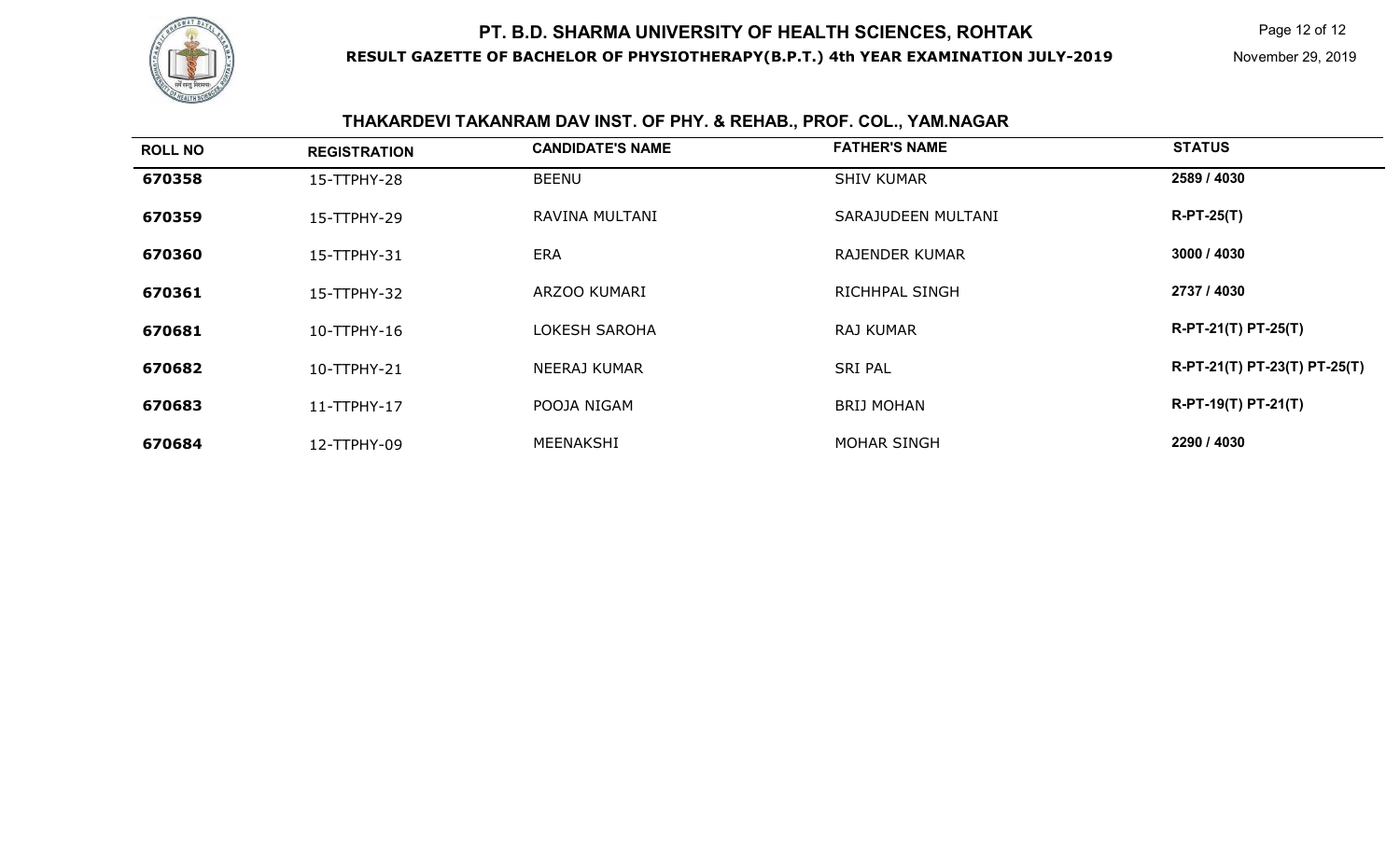# PT. B.D. SHARMA UNIVERSITY OF HEALTH SCIENCES, ROHTAK

**RESULT GAZETTE OF BACHELOR OF PHYSIOTHERAPY(B.P.T.) 4th YEAR EXAMINATION JULY-2019**

November 29, 2019

## THAKARDEVI TAKANRAM DAV INST. OF PHY. & REHAB., PROF. COL., YAM.NAGAR

| ROLL NO | REGISTRATION | CANDIDATE'S NAME | FATHER'S NAME | STATUS |
|---|---|---|---|---|
| **670358** | 15-TTPHY-28 | BEENU | SHIV KUMAR | **2589 / 4030** |
| **670359** | 15-TTPHY-29 | RAVINA MULTANI | SARAJUDEEN MULTANI | **R-PT-25(T)** |
| **670360** | 15-TTPHY-31 | ERA | RAJENDER KUMAR | **3000 / 4030** |
| **670361** | 15-TTPHY-32 | ARZOO KUMARI | RICHHPAL SINGH | **2737 / 4030** |
| **670681** | 10-TTPHY-16 | LOKESH SAROHA | RAJ KUMAR | **R-PT-21(T) PT-25(T)** |
| **670682** | 10-TTPHY-21 | NEERAJ KUMAR | SRI PAL | **R-PT-21(T) PT-23(T) PT-25(T)** |
| **670683** | 11-TTPHY-17 | POOJA NIGAM | BRIJ MOHAN | **R-PT-19(T) PT-21(T)** |
| **670684** | 12-TTPHY-09 | MEENAKSHI | MOHAR SINGH | **2290 / 4030** |